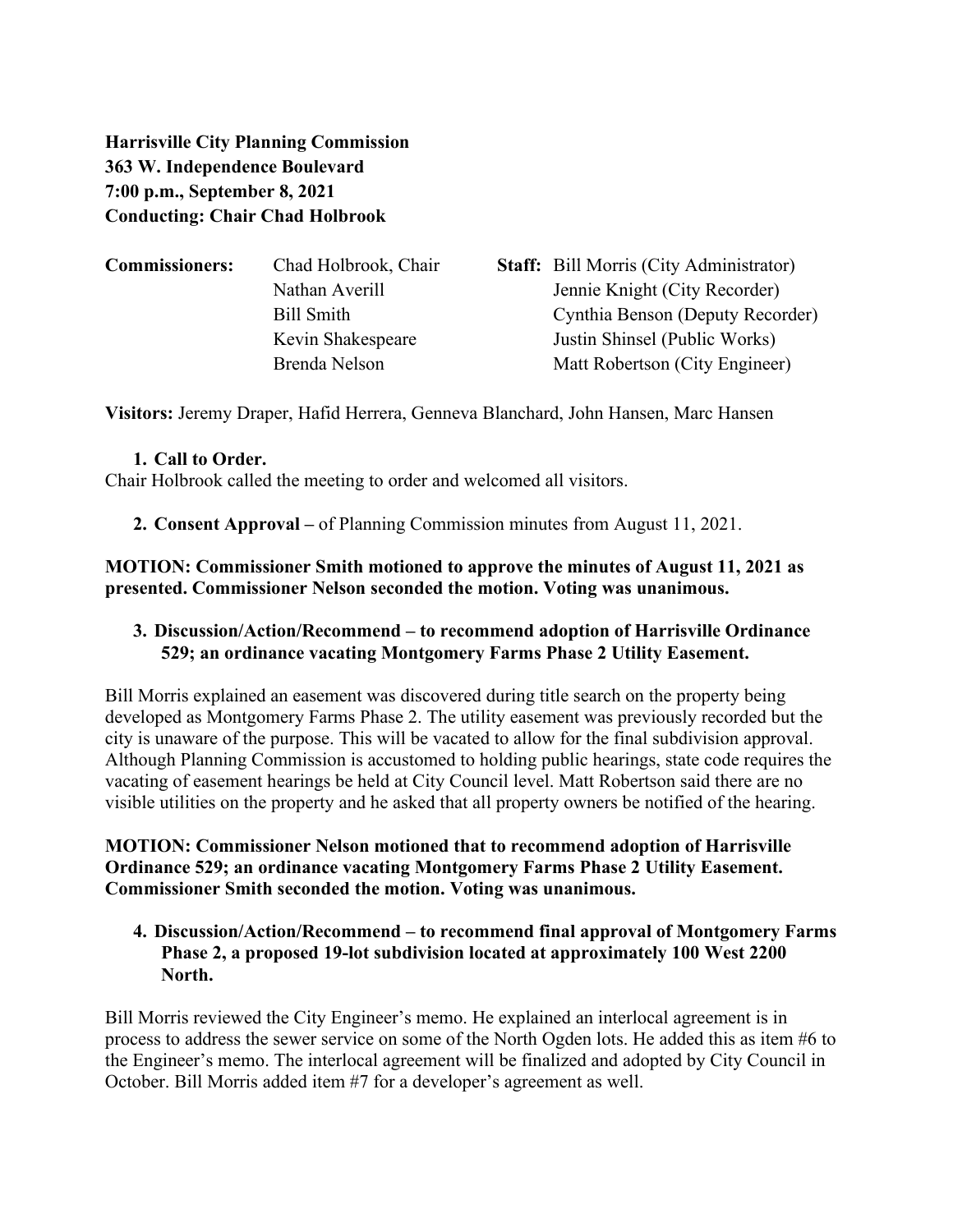**Harrisville City Planning Commission**
**363 W. Independence Boulevard**
**7:00 p.m., September 8, 2021**
**Conducting: Chair Chad Holbrook**

| **Commissioners:** | Chad Holbrook, Chair | **Staff:** | Bill Morris (City Administrator) |
|---|---|---|---|
| | Nathan Averill | | Jennie Knight (City Recorder) |
| | Bill Smith | | Cynthia Benson (Deputy Recorder) |
| | Kevin Shakespeare | | Justin Shinsel (Public Works) |
| | Brenda Nelson | | Matt Robertson (City Engineer) |

**Visitors:** Jeremy Draper, Hafid Herrera, Genneva Blanchard, John Hansen, Marc Hansen

1. **Call to Order.**

Chair Holbrook called the meeting to order and welcomed all visitors.

2. **Consent Approval –** of Planning Commission minutes from August 11, 2021.

**MOTION: Commissioner Smith motioned to approve the minutes of August 11, 2021 as presented. Commissioner Nelson seconded the motion. Voting was unanimous.**

3. **Discussion/Action/Recommend – to recommend adoption of Harrisville Ordinance 529; an ordinance vacating Montgomery Farms Phase 2 Utility Easement.**

Bill Morris explained an easement was discovered during title search on the property being developed as Montgomery Farms Phase 2. The utility easement was previously recorded but the city is unaware of the purpose. This will be vacated to allow for the final subdivision approval. Although Planning Commission is accustomed to holding public hearings, state code requires the vacating of easement hearings be held at City Council level. Matt Robertson said there are no visible utilities on the property and he asked that all property owners be notified of the hearing.

**MOTION: Commissioner Nelson motioned that to recommend adoption of Harrisville Ordinance 529; an ordinance vacating Montgomery Farms Phase 2 Utility Easement. Commissioner Smith seconded the motion. Voting was unanimous.**

4. **Discussion/Action/Recommend – to recommend final approval of Montgomery Farms Phase 2, a proposed 19-lot subdivision located at approximately 100 West 2200 North.**

Bill Morris reviewed the City Engineer's memo. He explained an interlocal agreement is in process to address the sewer service on some of the North Ogden lots. He added this as item #6 to the Engineer's memo. The interlocal agreement will be finalized and adopted by City Council in October. Bill Morris added item #7 for a developer's agreement as well.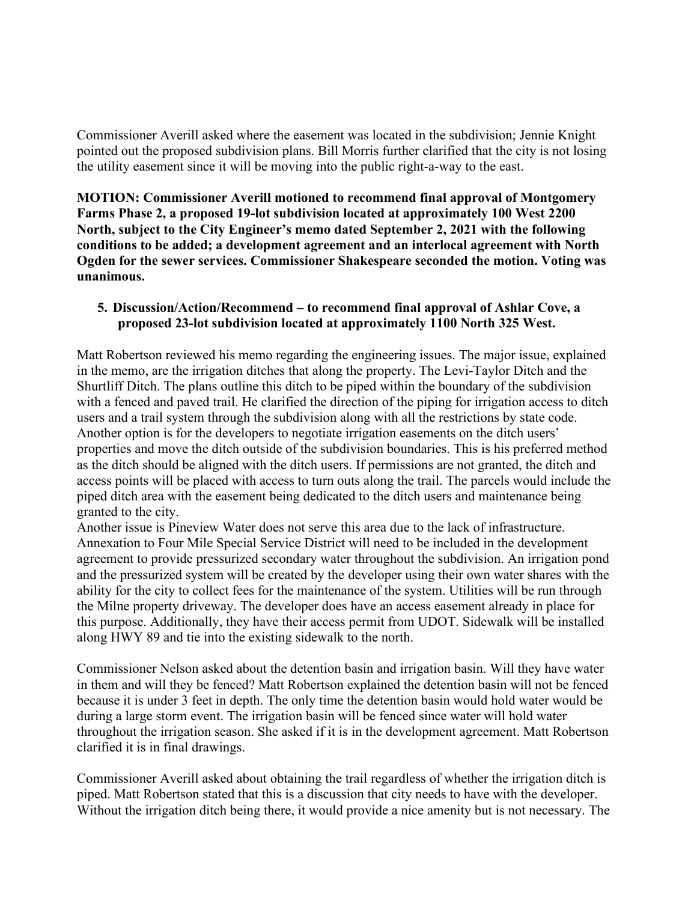Commissioner Averill asked where the easement was located in the subdivision; Jennie Knight pointed out the proposed subdivision plans. Bill Morris further clarified that the city is not losing the utility easement since it will be moving into the public right-a-way to the east.

**MOTION: Commissioner Averill motioned to recommend final approval of Montgomery Farms Phase 2, a proposed 19-lot subdivision located at approximately 100 West 2200 North, subject to the City Engineer's memo dated September 2, 2021 with the following conditions to be added; a development agreement and an interlocal agreement with North Ogden for the sewer services. Commissioner Shakespeare seconded the motion. Voting was unanimous.**

5. **Discussion/Action/Recommend – to recommend final approval of Ashlar Cove, a proposed 23-lot subdivision located at approximately 1100 North 325 West.**

Matt Robertson reviewed his memo regarding the engineering issues. The major issue, explained in the memo, are the irrigation ditches that along the property. The Levi-Taylor Ditch and the Shurtliff Ditch. The plans outline this ditch to be piped within the boundary of the subdivision with a fenced and paved trail. He clarified the direction of the piping for irrigation access to ditch users and a trail system through the subdivision along with all the restrictions by state code. Another option is for the developers to negotiate irrigation easements on the ditch users' properties and move the ditch outside of the subdivision boundaries. This is his preferred method as the ditch should be aligned with the ditch users. If permissions are not granted, the ditch and access points will be placed with access to turn outs along the trail. The parcels would include the piped ditch area with the easement being dedicated to the ditch users and maintenance being granted to the city.
Another issue is Pineview Water does not serve this area due to the lack of infrastructure. Annexation to Four Mile Special Service District will need to be included in the development agreement to provide pressurized secondary water throughout the subdivision. An irrigation pond and the pressurized system will be created by the developer using their own water shares with the ability for the city to collect fees for the maintenance of the system. Utilities will be run through the Milne property driveway. The developer does have an access easement already in place for this purpose. Additionally, they have their access permit from UDOT. Sidewalk will be installed along HWY 89 and tie into the existing sidewalk to the north.

Commissioner Nelson asked about the detention basin and irrigation basin. Will they have water in them and will they be fenced? Matt Robertson explained the detention basin will not be fenced because it is under 3 feet in depth. The only time the detention basin would hold water would be during a large storm event. The irrigation basin will be fenced since water will hold water throughout the irrigation season. She asked if it is in the development agreement. Matt Robertson clarified it is in final drawings.

Commissioner Averill asked about obtaining the trail regardless of whether the irrigation ditch is piped. Matt Robertson stated that this is a discussion that city needs to have with the developer. Without the irrigation ditch being there, it would provide a nice amenity but is not necessary. The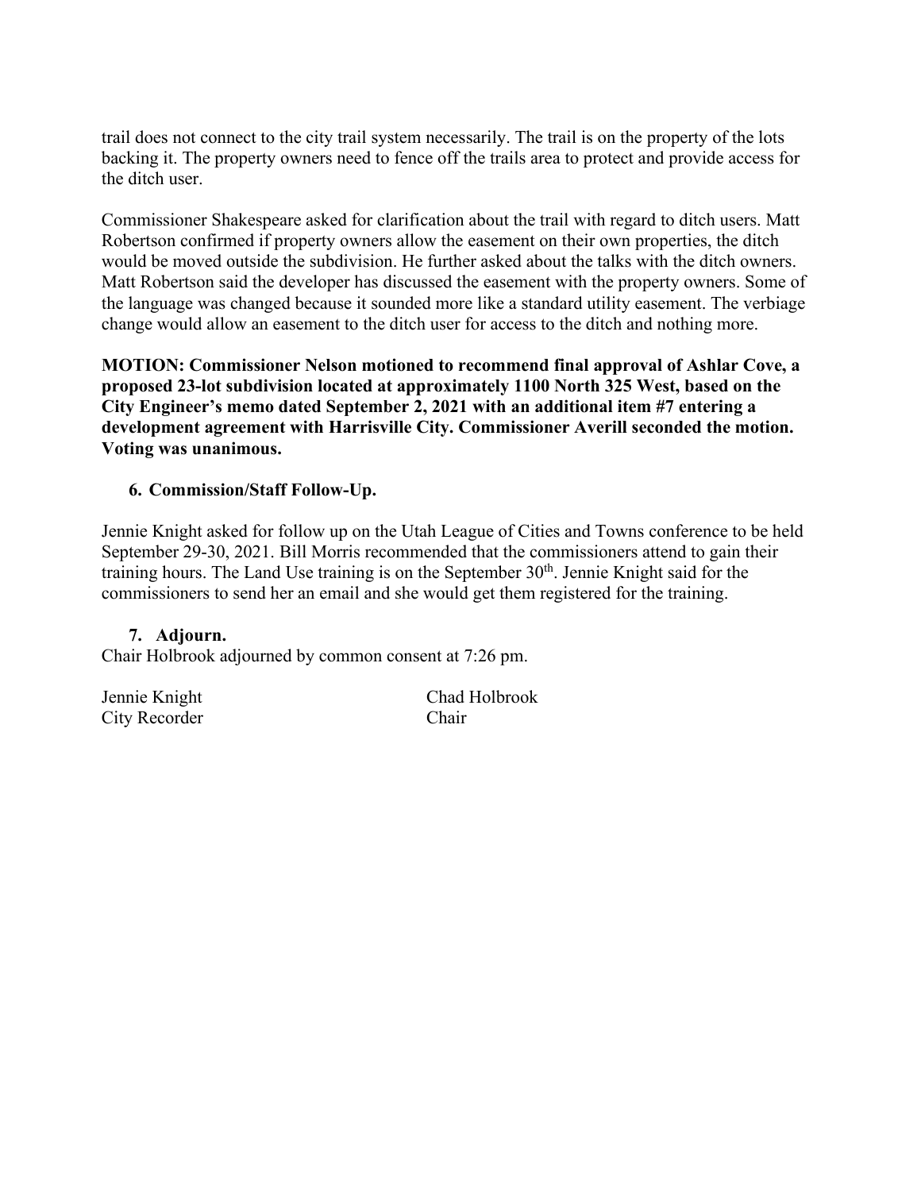trail does not connect to the city trail system necessarily. The trail is on the property of the lots backing it. The property owners need to fence off the trails area to protect and provide access for the ditch user.

Commissioner Shakespeare asked for clarification about the trail with regard to ditch users. Matt Robertson confirmed if property owners allow the easement on their own properties, the ditch would be moved outside the subdivision. He further asked about the talks with the ditch owners. Matt Robertson said the developer has discussed the easement with the property owners. Some of the language was changed because it sounded more like a standard utility easement. The verbiage change would allow an easement to the ditch user for access to the ditch and nothing more.

**MOTION: Commissioner Nelson motioned to recommend final approval of Ashlar Cove, a proposed 23-lot subdivision located at approximately 1100 North 325 West, based on the City Engineer's memo dated September 2, 2021 with an additional item #7 entering a development agreement with Harrisville City. Commissioner Averill seconded the motion. Voting was unanimous.**

## 6. Commission/Staff Follow-Up.

Jennie Knight asked for follow up on the Utah League of Cities and Towns conference to be held September 29-30, 2021. Bill Morris recommended that the commissioners attend to gain their training hours. The Land Use training is on the September 30th. Jennie Knight said for the commissioners to send her an email and she would get them registered for the training.

## 7. Adjourn.

Chair Holbrook adjourned by common consent at 7:26 pm.

| | |
|---|---|
| Jennie Knight | Chad Holbrook |
| City Recorder | Chair |